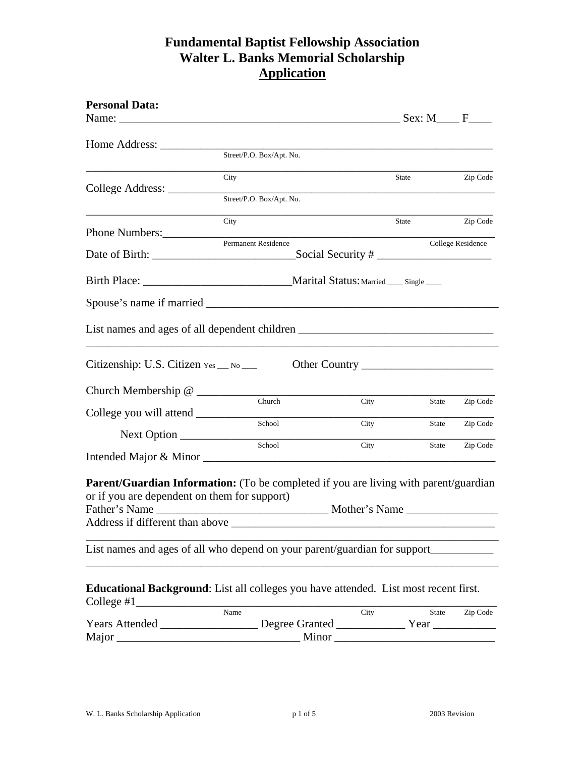# Fundamental Baptist Fellowship Association
# Walter L. Banks Memorial Scholarship
# Application

**Personal Data:**

Name: ________________________________________________ Sex: M____ F____

Home Address: ____________________________________________________________
Street/P.O. Box/Apt. No.

__________________________________________________________________________
City State Zip Code

College Address: __________________________________________________________
Street/P.O. Box/Apt. No.

__________________________________________________________________________
City State Zip Code

Phone Numbers:____________________________________________________________
Permanent Residence College Residence

Date of Birth: _________________________Social Security # ____________________

Birth Place: __________________________Marital Status: Married ____ Single ____

Spouse's name if married _________________________________________________

List names and ages of all dependent children _________________________________

__________________________________________________________________________

Citizenship: U.S. Citizen Yes ___ No ___ Other Country _______________________

Church Membership @ _____________________________________________________
Church City State Zip Code

College you will attend ____________________________________________________
School City State Zip Code

Next Option ______________________________________________________________
School City State Zip Code

Intended Major & Minor ____________________________________________________

**Parent/Guardian Information:** (To be completed if you are living with parent/guardian or if you are dependent on them for support)

Father's Name ______________________________ Mother's Name _______________

Address if different than above ______________________________________________

__________________________________________________________________________

List names and ages of all who depend on your parent/guardian for support___________

__________________________________________________________________________

**Educational Background**: List all colleges you have attended. List most recent first.

College #1_________________________________________________________________
Name City State Zip Code

Years Attended ________________ Degree Granted ____________ Year ___________

Major _______________________________ Minor ___________________________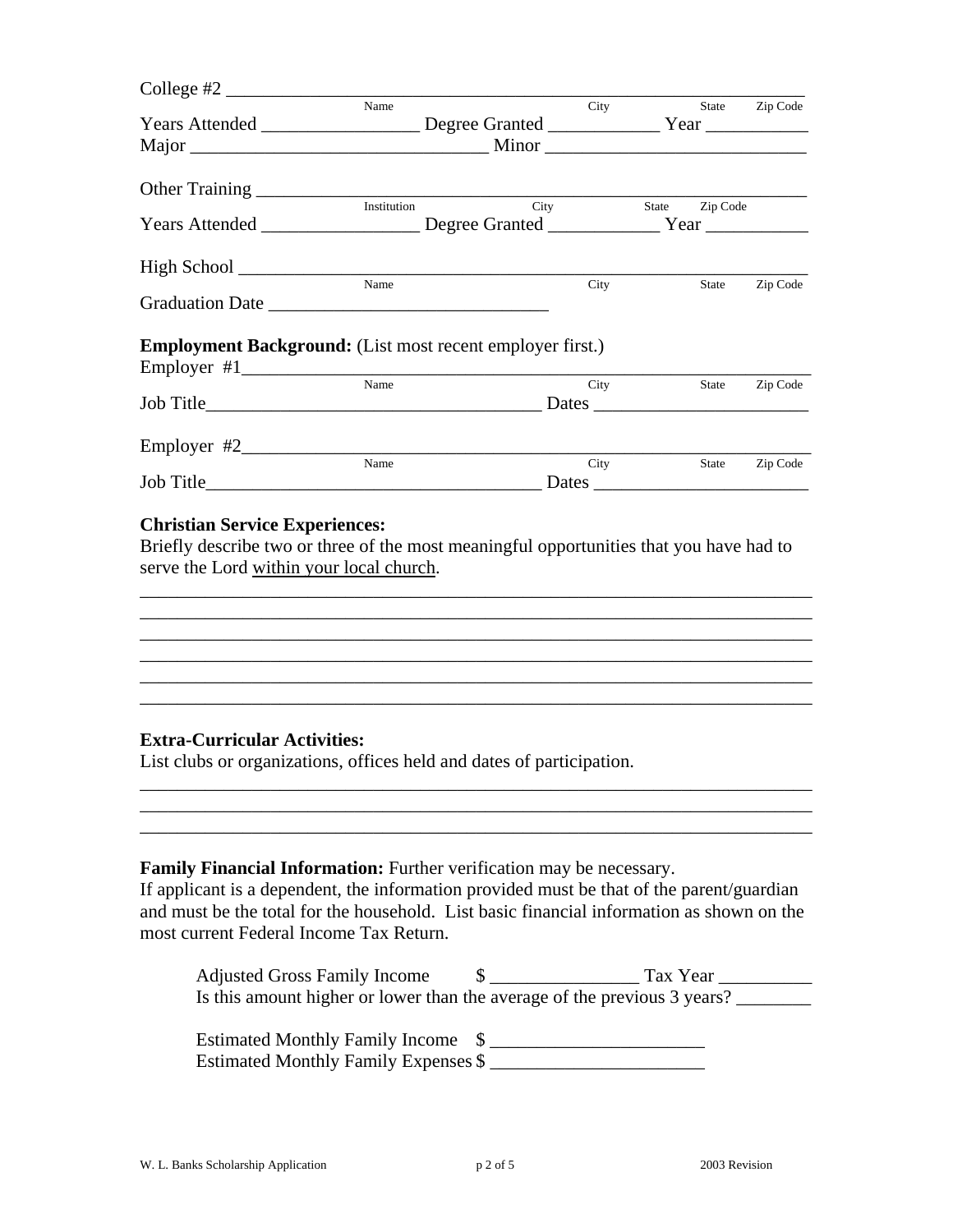College #2 ______________________________________________________________
Name City State Zip Code

Years Attended _________________ Degree Granted ____________ Year ___________

Major ________________________________ Minor ____________________________

Other Training __________________________________________________________
Institution City State Zip Code

Years Attended _________________ Degree Granted ____________ Year ___________

High School ____________________________________________________________
Name City State Zip Code

Graduation Date ______________________________

**Employment Background:** (List most recent employer first.)

Employer #1_____________________________________________________________
Name City State Zip Code

Job Title___________________________________ Dates _______________________

Employer #2_____________________________________________________________
Name City State Zip Code

Job Title___________________________________ Dates _______________________

**Christian Service Experiences:**

Briefly describe two or three of the most meaningful opportunities that you have had to serve the Lord <u>within your local church</u>.

__________________________________________________________________________
__________________________________________________________________________
__________________________________________________________________________
__________________________________________________________________________
__________________________________________________________________________
__________________________________________________________________________

**Extra-Curricular Activities:**

List clubs or organizations, offices held and dates of participation.

__________________________________________________________________________
__________________________________________________________________________
__________________________________________________________________________

**Family Financial Information:** Further verification may be necessary.

If applicant is a dependent, the information provided must be that of the parent/guardian and must be the total for the household. List basic financial information as shown on the most current Federal Income Tax Return.

Adjusted Gross Family Income $ ________________ Tax Year __________

Is this amount higher or lower than the average of the previous 3 years? ________

Estimated Monthly Family Income $ _______________________

Estimated Monthly Family Expenses $ _______________________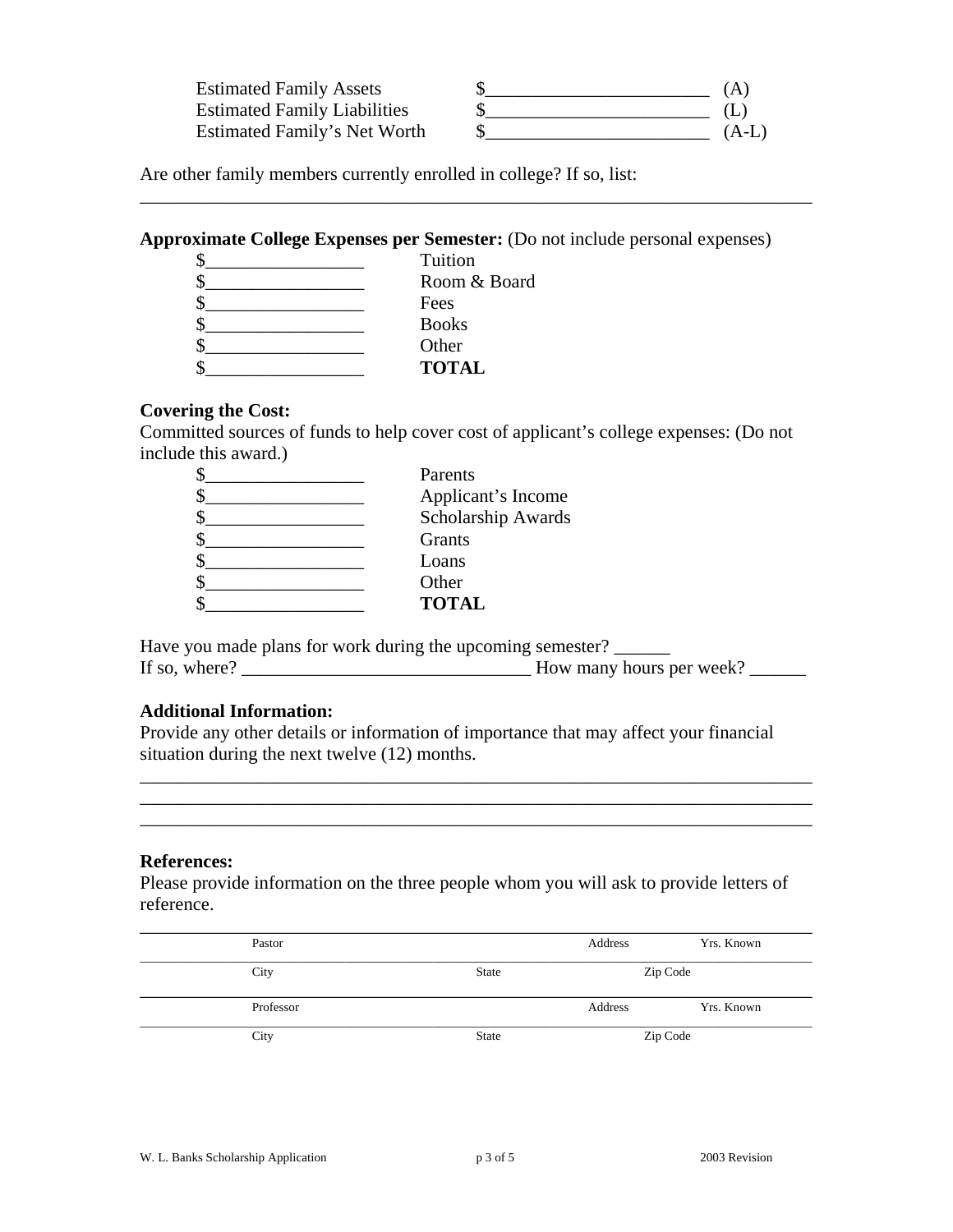| | | |
|---|---|---|
| Estimated Family Assets | $________________________ | (A) |
| Estimated Family Liabilities | $________________________ | (L) |
| Estimated Family's Net Worth | $________________________ | (A-L) |

Are other family members currently enrolled in college? If so, list:

___________________________________________________________________________

**Approximate College Expenses per Semester:** (Do not include personal expenses)

| | |
|---|---|
| $_________________ | Tuition |
| $_________________ | Room & Board |
| $_________________ | Fees |
| $_________________ | Books |
| $_________________ | Other |
| $_________________ | **TOTAL** |

**Covering the Cost:**

Committed sources of funds to help cover cost of applicant's college expenses: (Do not include this award.)

| | |
|---|---|
| $_________________ | Parents |
| $_________________ | Applicant's Income |
| $_________________ | Scholarship Awards |
| $_________________ | Grants |
| $_________________ | Loans |
| $_________________ | Other |
| $_________________ | **TOTAL** |

Have you made plans for work during the upcoming semester? ______

If so, where? _______________________________ How many hours per week? ______

**Additional Information:**

Provide any other details or information of importance that may affect your financial situation during the next twelve (12) months.

___________________________________________________________________________

___________________________________________________________________________

___________________________________________________________________________

**References:**

Please provide information on the three people whom you will ask to provide letters of reference.

___________________________________________________________________________

Pastor | Address | Yrs. Known

___________________________________________________________________________

City | State | Zip Code

___________________________________________________________________________

Professor | Address | Yrs. Known

___________________________________________________________________________

City | State | Zip Code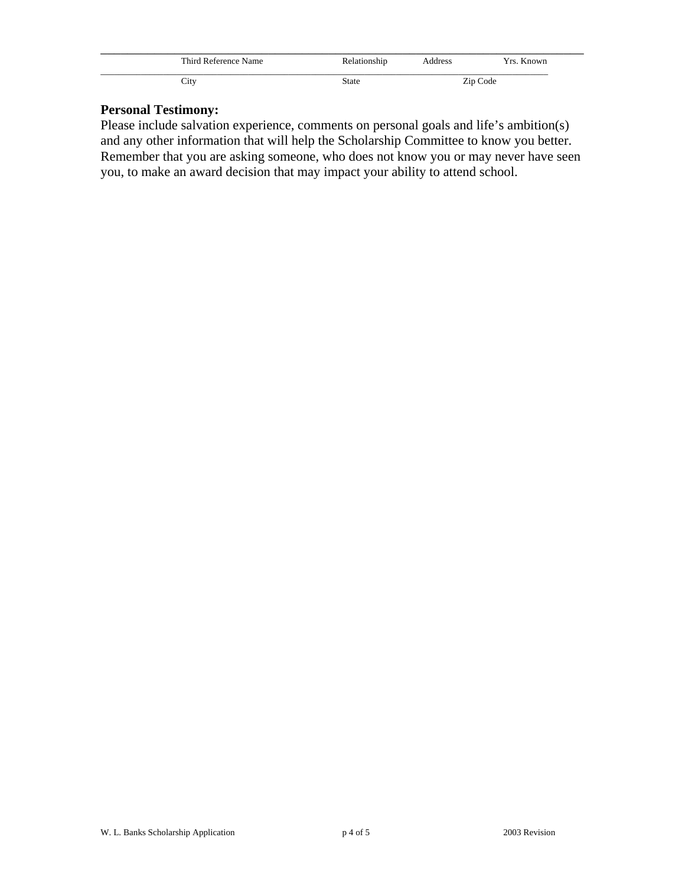\_\_\_\_\_\_\_\_\_\_\_\_\_\_\_\_\_\_\_\_\_\_\_\_\_\_\_\_\_\_\_\_\_\_\_\_\_\_\_\_\_\_\_\_\_\_\_\_\_\_\_\_\_\_\_\_\_\_\_\_\_\_\_\_\_\_\_\_\_\_\_\_\_\_\_\_\_\_\_\_\_\_\_\_

Third Reference Name Relationship Address Yrs. Known

\_\_\_\_\_\_\_\_\_\_\_\_\_\_\_\_\_\_\_\_\_\_\_\_\_\_\_\_\_\_\_\_\_\_\_\_\_\_\_\_\_\_\_\_\_\_\_\_\_\_\_\_\_\_\_\_\_\_\_\_\_\_\_\_\_\_\_\_\_\_\_\_\_\_\_\_\_\_\_\_\_\_\_\_

City State Zip Code

**Personal Testimony:**

Please include salvation experience, comments on personal goals and life's ambition(s) and any other information that will help the Scholarship Committee to know you better. Remember that you are asking someone, who does not know you or may never have seen you, to make an award decision that may impact your ability to attend school.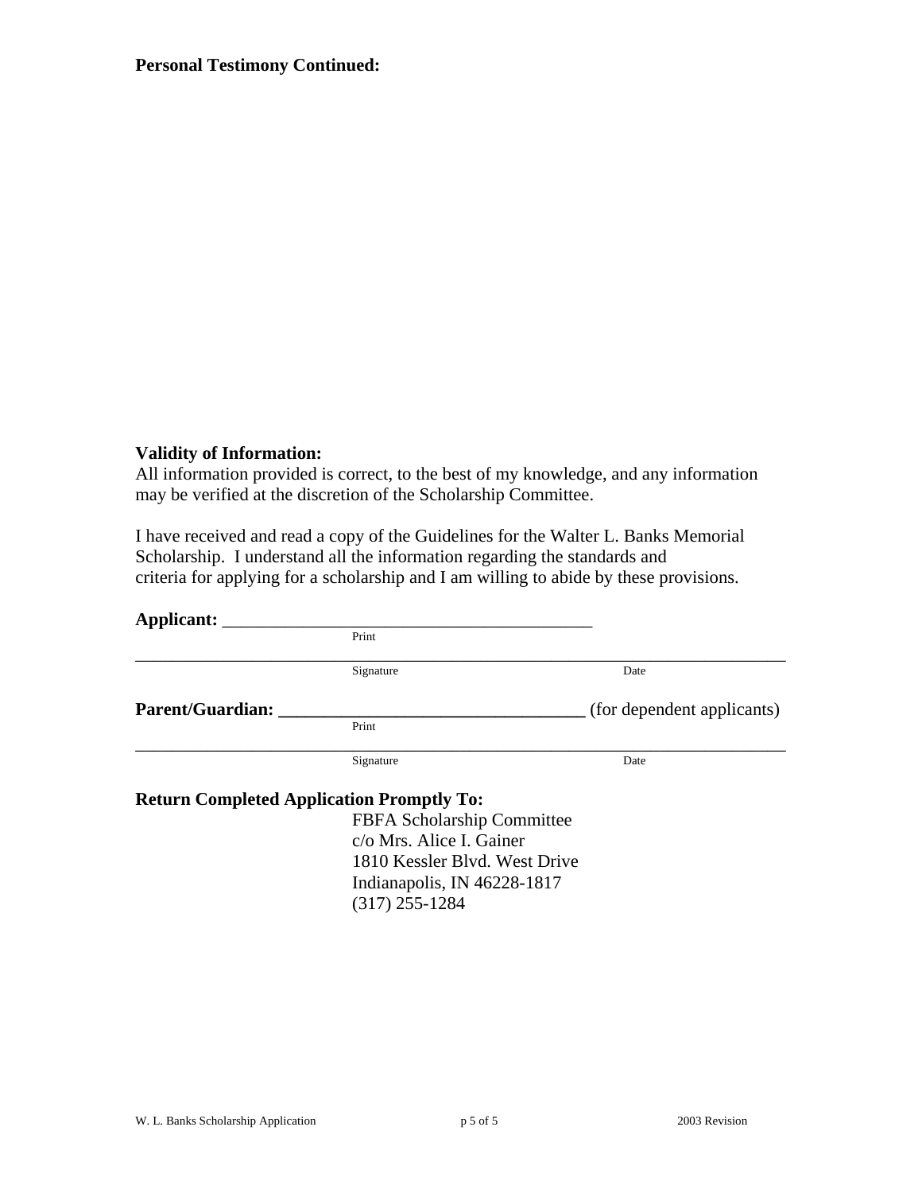**Personal Testimony Continued:**

**Validity of Information:**
All information provided is correct, to the best of my knowledge, and any information may be verified at the discretion of the Scholarship Committee.

I have received and read a copy of the Guidelines for the Walter L. Banks Memorial Scholarship. I understand all the information regarding the standards and criteria for applying for a scholarship and I am willing to abide by these provisions.

**Applicant:** ___________________________________________
Print

______________________________________________________________________________
Signature                                                                 Date

**Parent/Guardian: _________________________________** (for dependent applicants)
Print

______________________________________________________________________________
Signature                                                                 Date

**Return Completed Application Promptly To:**

FBFA Scholarship Committee
c/o Mrs. Alice I. Gainer
1810 Kessler Blvd. West Drive
Indianapolis, IN 46228-1817
(317) 255-1284